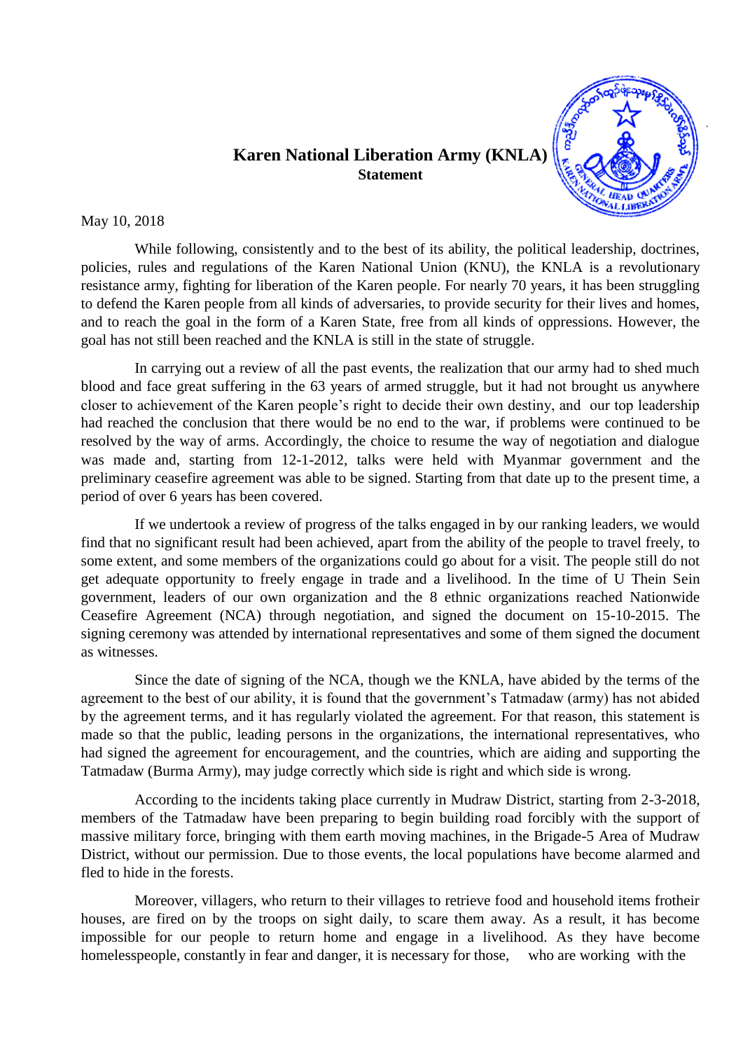# Karen National Liberation Army (KNLA)

## Statement

May 10, 2018

While following, consistently and to the best of its ability, the political leadership, doctrines, policies, rules and regulations of the Karen National Union (KNU), the KNLA is a revolutionary resistance army, fighting for liberation of the Karen people. For nearly 70 years, it has been struggling to defend the Karen people from all kinds of adversaries, to provide security for their lives and homes, and to reach the goal in the form of a Karen State, free from all kinds of oppressions. However, the goal has not still been reached and the KNLA is still in the state of struggle.

In carrying out a review of all the past events, the realization that our army had to shed much blood and face great suffering in the 63 years of armed struggle, but it had not brought us anywhere closer to achievement of the Karen people's right to decide their own destiny, and our top leadership had reached the conclusion that there would be no end to the war, if problems were continued to be resolved by the way of arms. Accordingly, the choice to resume the way of negotiation and dialogue was made and, starting from 12-1-2012, talks were held with Myanmar government and the preliminary ceasefire agreement was able to be signed. Starting from that date up to the present time, a period of over 6 years has been covered.

If we undertook a review of progress of the talks engaged in by our ranking leaders, we would find that no significant result had been achieved, apart from the ability of the people to travel freely, to some extent, and some members of the organizations could go about for a visit. The people still do not get adequate opportunity to freely engage in trade and a livelihood. In the time of U Thein Sein government, leaders of our own organization and the 8 ethnic organizations reached Nationwide Ceasefire Agreement (NCA) through negotiation, and signed the document on 15-10-2015. The signing ceremony was attended by international representatives and some of them signed the document as witnesses.

Since the date of signing of the NCA, though we the KNLA, have abided by the terms of the agreement to the best of our ability, it is found that the government's Tatmadaw (army) has not abided by the agreement terms, and it has regularly violated the agreement. For that reason, this statement is made so that the public, leading persons in the organizations, the international representatives, who had signed the agreement for encouragement, and the countries, which are aiding and supporting the Tatmadaw (Burma Army), may judge correctly which side is right and which side is wrong.

According to the incidents taking place currently in Mudraw District, starting from 2-3-2018, members of the Tatmadaw have been preparing to begin building road forcibly with the support of massive military force, bringing with them earth moving machines, in the Brigade-5 Area of Mudraw District, without our permission. Due to those events, the local populations have become alarmed and fled to hide in the forests.

Moreover, villagers, who return to their villages to retrieve food and household items fromtheir houses, are fired on by the troops on sight daily, to scare them away. As a result, it has become impossible for our people to return home and engage in a livelihood. As they have become homelesspeople, constantly in fear and danger, it is necessary for those, who are working with the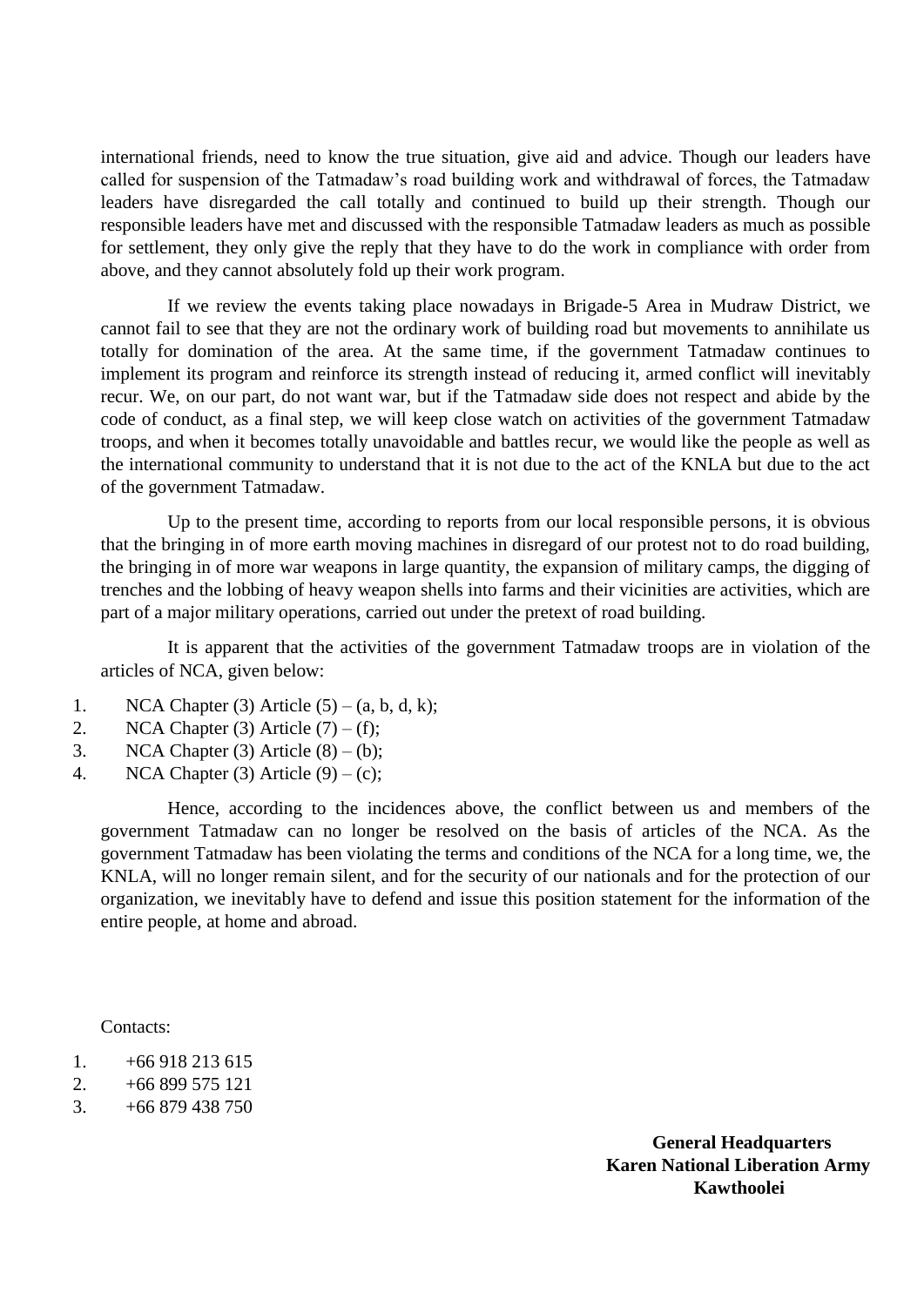international friends, need to know the true situation, give aid and advice. Though our leaders have called for suspension of the Tatmadaw's road building work and withdrawal of forces, the Tatmadaw leaders have disregarded the call totally and continued to build up their strength. Though our responsible leaders have met and discussed with the responsible Tatmadaw leaders as much as possible for settlement, they only give the reply that they have to do the work in compliance with order from above, and they cannot absolutely fold up their work program.

If we review the events taking place nowadays in Brigade-5 Area in Mudraw District, we cannot fail to see that they are not the ordinary work of building road but movements to annihilate us totally for domination of the area. At the same time, if the government Tatmadaw continues to implement its program and reinforce its strength instead of reducing it, armed conflict will inevitably recur. We, on our part, do not want war, but if the Tatmadaw side does not respect and abide by the code of conduct, as a final step, we will keep close watch on activities of the government Tatmadaw troops, and when it becomes totally unavoidable and battles recur, we would like the people as well as the international community to understand that it is not due to the act of the KNLA but due to the act of the government Tatmadaw.

Up to the present time, according to reports from our local responsible persons, it is obvious that the bringing in of more earth moving machines in disregard of our protest not to do road building, the bringing in of more war weapons in large quantity, the expansion of military camps, the digging of trenches and the lobbing of heavy weapon shells into farms and their vicinities are activities, which are part of a major military operations, carried out under the pretext of road building.

It is apparent that the activities of the government Tatmadaw troops are in violation of the articles of NCA, given below:

1. NCA Chapter (3) Article (5) – (a, b, d, k);
2. NCA Chapter (3) Article (7) – (f);
3. NCA Chapter (3) Article (8) – (b);
4. NCA Chapter (3) Article (9) – (c);

Hence, according to the incidences above, the conflict between us and members of the government Tatmadaw can no longer be resolved on the basis of articles of the NCA. As the government Tatmadaw has been violating the terms and conditions of the NCA for a long time, we, the KNLA, will no longer remain silent, and for the security of our nationals and for the protection of our organization, we inevitably have to defend and issue this position statement for the information of the entire people, at home and abroad.

Contacts:

1. +66 918 213 615
2. +66 899 575 121
3. +66 879 438 750

**General Headquarters**
**Karen National Liberation Army**
**Kawthoolei**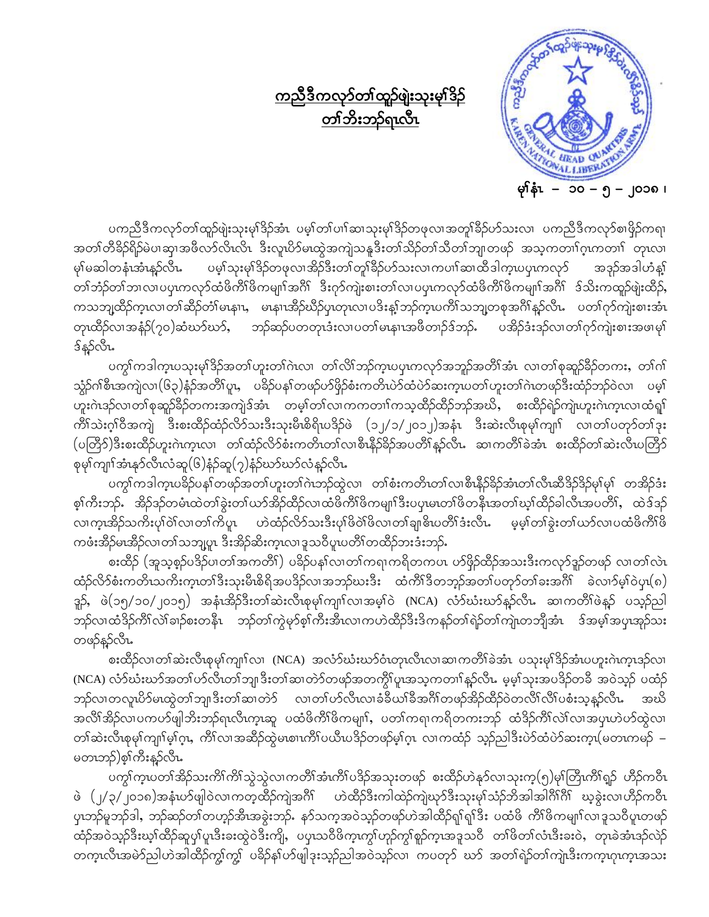# ကညီဒီကလုာ်တၢ်ထူာ်ဖျဲးသုးမုၢ်ဒိၣ်
## တၢ်ဘိးဘၣ်ရၤလီၤ

မုၢ်နံၤ – ၁၀ – ၅ – ၂၀၁၈ ၊

ပကညီဒီကလုာ်တၢ်ထူာ်ဖျဲးသုးမုၢ်ဒိၣ်အံၤ ပမ့ၢ်တၢ်ပၢၢ်ဆၢသုးမုၢ်ဒိၣ်တဖုလၢအတူၢ်ခိၣ်ဟ်သးလၢ ပကညီဒီကလုာ်စၢဖှိၣ်ကရၢအတၢ်တီခိၣ်ရိၣ်မဲပၢဆှၢအဖီလာ်လီၤလီၤ ဒီးလူၤပိာ်မၤထွဲအကျဲသနူဒီးတၢ်သိၣ်တၢ်သီတၢ်ဘျၢတဖၣ် အသ့ကတၢၢ်ဂ့ၤကတၢၢ် တုၤလၢမုၢ်မဆါတနံၤအံၤန့ၣ်လီၤ. ပမ့ၢ်သုးမုၢ်ဒိၣ်တဖုလၢအိၣ်ဒီးတၢ်တူၢ်ခိၣ်ဟ်သးလၢကပၢၢ်ဆၢထီဒါက့ၤပပှၤကလုာ် အဒုၣ်အဒါဟံန့ၢ်တၢ်ဘံၣ်တၢ်ဘၢလၢပပှၤကလုာ်ထံဖိကီၢ်ဖိကမျၢၢ်အဂီၢ် ဒီးဂုာ်ကျဲးစၢးတၢ်လၢပပှၤကလုာ်ထံဖိကီၢ်ဖိကမျၢၢ်အဂီၢ် ဒ်သိးကထူာ်ဖျဲးထိၣ်ကသဘျ့ထိၣ်က့ၤလၢတၢ်ဆိၣ်တံၢ်မနၤ, မနၤအိၣ်ဃိၣ်ပှၤတုၤလၢပဒိးန့ၢ်ဘၣ်က့ၤပကီၢ်သဘျ့တစုအဂီၢ်န့ၣ်လီၤ. ပတၢ်ဂုာ်ကျဲးစၢးအံၤ တုၤထိၣ်လၢအနံၣ်(၇၀)ဆံဃာ်ဃာ်, ဘၣ်ဆၣ်ပတတုၤဒံးလၢပတၢ်မနၤအဖီတၢၣ်ဒံဘၣ်. ပအိၣ်ဒံးဒၣ်လၢတၢ်ဂုာ်ကျဲးစၢးအဖၢမုၢ်ဒံန့ၣ်လီၤ.

ပကွၢ်ကဒါက့ၤပသုးမုၢ်ဒိၣ်အတၢ်ဟူးတၢ်ဂဲၤလၢ တၢ်လိၢ်ဘၣ်က့ၤပပှၤကလုာ်အဘူၣ်အတီၢ်အံၤ လၢတၢ်စုဆူၣ်ခီၣ်တကး, တၢ်ဂၢ်သွံၣ်ဂၢ်စီၤအကျဲလၢ(၆၃)နံၣ်အတီၢ်ပူၤ, ပခိၣ်ပနၢ်တဖၣ်ဟ်ဖှိၣ်စံးကတိၤပဲာ်ထံပဲာ်ဆးက့ၤပတၢ်ဟူးတၢ်ဂဲၤတဖၣ်ဒီးထံၣ်ဘၣ်ဝဲလၢ ပမ့ၢ်ဟူးဂဲၤဒၣ်လၢတၢ်စုဆူၣ်ခီၣ်တကးအကျဲဒံအံၤ တမ့ၢ်တၢ်လၢကကတၢၢ်ကသ့ထိၣ်ထိၣ်ဘၣ်အဃိ, စးထိၣ်ရဲၣ်ကျဲၤဟူးဂဲၤက့ၤလၢထံရှၢ်ကီၢ်သဲးဂ့ၢ်ဝီအကျဲ ဒီးစးထိၣ်ထံၣ်လိာ်သးဒီးသုးမိၢ်စိရိၤပဒိၣ်ဖဲ (၁၂/၁/၂၀၁၂)အနံၤ ဒီးဆဲးလီၤစုမုၢ်ကျၢၢ် လၢတၢ်ပတှာ်တၢ်ဒုး(ပတြိာ်)ဒီးစးထိၣ်ဟူးဂဲၤက့ၤလၢ တၢ်ထံၣ်လိာ်စံးကတိၤတၢ်လၢစီၤနီၣ်ခိၣ်အပတီၢ်န့ၣ်လီၤ. ဆၢကတီၢ်ခဲအံၤ စးထိၣ်တၢ်ဆဲးလီၤပတြိာ်စုမုၢ်ကျၢၢ်အံၤန့ၣ်လီၤလံဆူ(၆)နံၣ်ဆူ(၇)နံၣ်ဃာ်ဃာ်လံန့ၣ်လီၤ.

ပကွၢ်ကဒါက့ၤပခိၣ်ပနၢ်တဖၣ်အတၢ်ဟူးတၢ်ဂဲၤဘၣ်ထွဲလၢ တၢ်စံးကတိၤတၢ်လၢစီၤနီၣ်ခိၣ်အံၤတၢ်လီၤဆီဒိၣ်ဒိၣ်မုၢ်မုၢ် တအိၣ်ဒံးစ့ၢ်ကီးဘၣ်. အိၣ်ဒၣ်တမံၤထဲတၢ်ခွဲးတၢ်ယာ်အိၣ်ထိၣ်လၢထံဖိကီၢ်ဖိကမျၢၢ်ဒီးပပှၤမၤတၢ်ဖိတနီၤအတၢ်ဃ့ၢ်ထိၣ်ခါလီၤအပတီၢ်, ထဲဒၣ်လၢက့ၤအိၣ်သကိးပၢ်ဝဲလၢတၢ်ကီပူၤ ဟဲထံၣ်လိာ်သးဒီးပၢ်ဖိဝဲဖိလၢတၢ်ချၢဖိၤပတီၢ်ဒံးလီၤ. မ့မ့ၢ်တၢ်ခွဲးတၢ်ယာ်လၢပထံဖိကီၢ်ဖိကဖံးအိၣ်မၤအိၣ်လၢတၢ်သဘျ့ပူၤ ဒီးအိၣ်ဆိးက့ၤလၢဒူသဝီပူၤပတီၢ်တထိၣ်ဘၣ်ဒံးဘၣ်.

စးထိၣ် (အူသ့စ့ၣ်ပဒိၣ်ပၢတၢ်အကတီၢ်) ပခိၣ်ပနၢ်လၢတၢ်ကရၢကရိတကပၤ ဟ်ဖှိၣ်ထိၣ်အသးဒီးကလုာ်ဒ့ၣ်တဖၣ် လၢတၢ်လဲၤထံၣ်လိာ်စံးကတိၤသကိးက့ၤတၢ်ဒီးသုးမိၢ်စိရိအပဒိၣ်လၢအဘၣ်ဃးဒီး ထံကီၢ်ဒီတဘ့ၣ်အတၢ်ပတှာ်တၢ်ခးအဂီၢ် ခဲလၢာ်မ့ၢ်ဝဲပှၤ(၈)ဒ့ၣ်, ဖဲ(၁၅/၁၀/၂၀၁၅) အနံၤအိၣ်ဒီးတၢ်ဆဲးလီၤစုမုၢ်ကျၢၢ်လၢအမ့ၢ်ဝဲ (NCA) လံာ်ဃံးဃာ်န့ၣ်လီၤ. ဆၢကတီၢ်ဖဲန့ၣ် ပသ့ၣ်ညါဘၣ်လၢထံဒိၣ်ကီၢ်လဲၢ်ခၢၣ်စးတနီၤ ဘၣ်တၢ်ကွဲမုာ်စ့ၢ်ကီးအီၤလၢကဟဲထိၣ်ဒီးဒိကနၣ်တၢ်ရဲၣ်တၢ်ကျဲၤတဘျီအံၤ ဒ်အမ့ၢ်အပှၤအုၣ်သးတဖၣ်န့ၣ်လီၤ.

စးထိၣ်လၢတၢ်ဆဲးလီၤစုမုၢ်ကျၢၢ်လၢ (NCA) အလံာ်ဃံးဃာ်ဝံၤတုၤလီၤလၢဆၢကတီၢ်ခဲအံၤ ပသုးမုၢ်ဒိၣ်အံၤပဟူးဂဲၤက့ၤဒၣ်လၢ (NCA) လံာ်ဃံးဃာ်အတၢ်ဟ်လီၤတၢ်ဘျၢဒီးတၢ်ဆၢတဲာ်တဖၣ်အတကွိၢ်ပူၤအသ့ကတၢၢ်န့ၣ်လီၤ. မ့မ့ၢ်သုးအပဒိၣ်တခီ အဝဲသ့ၣ် ပထံၣ်ဘၣ်လၢတလူၤပိာ်မၤထွဲတၢ်ဘျၢဒီးတၢ်ဆၢတဲာ် လၢတၢ်ဟ်လီၤလၢခံခီယၢ်ခီအဂီၢ်တဖၣ်အိၣ်ထိၣ်ဝဲတလီၢ်လီၢ်ပစံးသ့န့ၣ်လီၤ. အဃိအလီၢ်အိၣ်လၢပကဟ်ဖျါဘိးဘၣ်ရၤလီၤက့ၤဆူ ပထံဖိကီၢ်ဖိကမျၢၢ်, ပတၢ်ကရၢကရိတကးဘၣ် ထံဒိၣ်ကီၢ်လဲၢ်လၢအပှၤဟဲဟ်ထွဲလၢတၢ်ဆဲးလီၤစုမုၢ်ကျၢၢ်မ့ၢ်ဂ့ၤ, ကီၢ်လၢအဆိၣ်ထွဲမၤစၢၤကီၢ်ပယီၤပဒိၣ်တဖၣ်မ့ၢ်ဂ့ၤ လၢကထံၣ် သ့ၣ်ညါဒီးပဲာ်ထံပဲာ်ဆးက့ၤ(မတၤကမၣ် – မတၤဘၣ်)စ့ၢ်ကီးန့ၣ်လီၤ.

ပကွၢ်က့ၤပတၢ်အိၣ်သးကိၢ်ကိၢ်သွံသွံလၢကတီၢ်အံၤကီၢ်ပဒိၣ်အသုးတဖၣ် စးထိၣ်ဟဲနှာ်လၢသုးက့(၅)မုၢ်ကြိၤကီၢ်ရှ့ၣ် ဟိၣ်ကဝီၤ ဖဲ (၂/၃/၂၀၁၈)အနံၤဟ်ဖျါဝဲလၢကတ့ထိၣ်ကျဲအဂီၢ် ဟဲထိၣ်ဒီးကါထဲၣ်ကျဲဃုာ်ဒီးသုးမုၢ်သံၣ်ဘိအါအါဂီၢ်ဂီၢ် ဃုခွဲးလၢဟိၣ်ကဝီၤပှၤဘၣ်မူဘၣ်ဒါ, ဘၣ်ဆၣ်တၢ်တဟ့ၣ်အီၤအခွဲးဘၣ်. နာ်သက့အဝဲသ့ၣ်တဖၣ်ဟဲအါထိၣ်ရှၢ်ရှၢ်ဒီး ပထံဖိ ကီၢ်ဖိကမျၢၢ်လၢဒူသဝီပူၤတဖၣ် ထံၣ်အဝဲသ့ၣ်ဒီးဃ့ၢ်ထိၣ်ဆူပှၢ်ပူၤဒီးခးထွဲဝဲဒီးကျိ, ပပှၤသဝီဖိက့ၤကွၢ်ဟုာ်ကွၢ်စူၣ်က့ၤအဒူသဝီ တၢ်ဖိတၢ်လံၤဒီးခးဝဲ, တုၤခဲအံၤဒၣ်လဲၣ်တက့ၤလီၤအမဲာ်ညါဟဲအါထိၣ်ကွၢ်ကွၢ် ပခိၣ်နၢ်ဟ်ဖျါဒုးသ့ၣ်ညါအဝဲသ့ၣ်လၢ ကပတှာ် ဃာ် အတၢ်ရဲၣ်တၢ်ကျဲၤဒီးကက့ၤဂုၤက့ၤအသး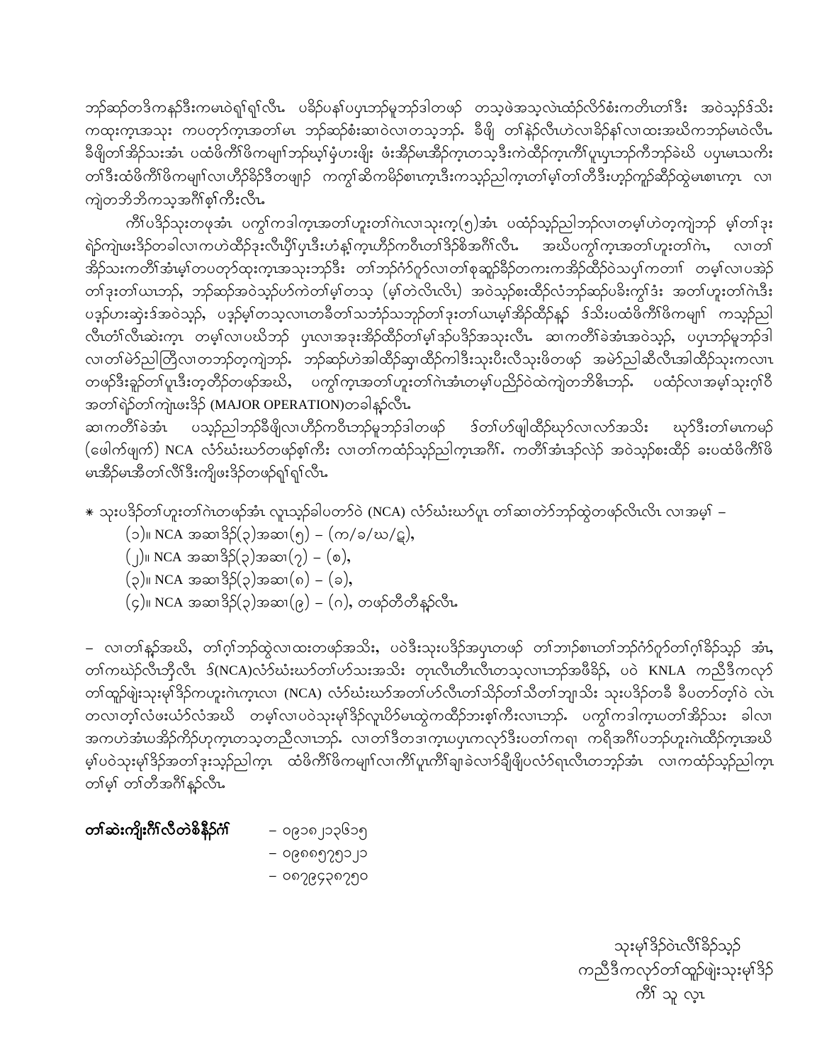ဘဉ်ဆဉ်တဒိကနဉ်ဒီးကမၤဝဲရုၢ်ရုၢ်လီၤ. ပခိဉ်ပနၢ်ပပှၤဘဉ်မူဘဉ်ဒါတဖဉ် တသ့ဖဲအသ့လဲၤထံဉ်လိာ်စံးကတိၤတၢ်ဒီး အဝဲသ့ဉ်ဒ်သိး ကထုးကူၤအသုး ကပတုာ်ကူၤအတၢ်မၤ ဘဉ်ဆဉ်စံးဆၢဝဲလၢတသ့ဘဉ်. ခီဖျိ တၢ်နဲဉ်လီၤဟဲလၢခိဉ်နၢ်လၢထးအဃိကဘဉ်မၤဝဲလီၤ. ခီဖျိတၢ်အိဉ်သးအံၤ ပထံဖိကိၢ်ဖိကမျၢ်ဘဉ်ဃှါမံဖုံးဖျိး ဖံးအိဉ်မၤအိဉ်ကူၤတသ့ဒီးကဲထိဉ်ကူၤကိၢ်ပူပှၤဘဉ်ကီဘဉ်ခဲဃီ ပပှၤမၤသကိး တၢ်ဒီးထံဖိကိၢ်ဖိကမျၢ်လၢဟ်ဉ်ခိဉ်ဒိတဖျာဉ် ကကွၢ်ဆိကမိဉ်စၢၤကူၤဒီးကသ့ဉ်ညါကူၤတၢ်မ့ၢ်တၢ်တီဒီးဟ့ဉ်ကူဉ်ဆိဉ်ထွဲမၤစၢၤကူၤ လၢကျဲတဘိဘိကသ့အဂီၢ်စ့ၢ်ကီးလီၤ.

ကိၢ်ပဒိဉ်သုးတဖုအံၤ ပကွၢ်ကဒါကူၤအတၢ်ဟူးတၢ်ဂဲၤလၢသုးကု(၅)အံၤ ပထံဉ်သ့ဉ်ညါဘဉ်လၢတမ့ၢ်ဟဲတုၤကျဲဘဉ် မ့ၢ်တၢ်ဒုး ရဲဉ်ကျဲၤဖးဒိဉ်တခါလၢကဟဲထိဉ်ဒုးလီၤပှိၢ်ပှၤဒီးဟံနှၢ်ကူၤဟီဉ်ကဝီၤတၢ်ဒိဉ်စိအဂီၢ်လီၤ. အဃိပကွၢ်ကူၤအတၢ်ဟူးတၢ်ဂဲၤ, လၢတၢ်အိဉ်သးကတိၢ်အံၤမ့ၢ်တပတုာ်ထုးကူၤအသုးဘဉ်ဒီး တၢ်ဘဉ်ဂံာ်ဂုာ်လၢတၢ်စုဆူဉ်ခိဉ်တကးကအိဉ်ထိဉ်ဝဲသပှၢ်ကတၢၢ် တမ့ၢ်လၢပအဲဉ်တၢ်ဒုးတၢ်ယၤဘဉ်, ဘဉ်ဆဉ်အဝဲသ့ဉ်ဟ်ကဲတၢ်မ့ၢ်တသ့ (မ့ၢ်တဲလီၤလီၤ) အဝဲသ့ဉ်စးထိဉ်လံဘဉ်ဆဉ်ပခိးကွၢ်ဒံး အတၢ်ဟူးတၢ်ဂဲၤဒီး ပဒ့ဉ်ဟးဆှံးဒ်အဝဲသ့ဉ်, ပဒ့ဉ်မ့ၢ်တသ့လၢၤတခီတၢ်သဘံဉ်သဘုဉ်တၢ်ဒုးတၢ်ယၤမ့ၢ်အိဉ်ထိဉ်နှဉ် ဒ်သိးပထံဖိကိၢ်ဖိကမျၢ် ကသ့ဉ်ညါ လီၤတံၢ်လီၤဆဲးကူၤ တမ့ၢ်လၢပဃိဘဉ် ပှၤလၢအဒုးအိဉ်ထိဉ်တၢ်မ့ၢ်ဒ်ပဒိဉ်အသုးလီၤ. ဆၢကတီၢ်ခဲအံၤအဝဲသ့ဉ်, ပပှၤဘဉ်မူဘဉ်ဒါ လၢတၢ်မဲာ်ညါတြီလၢတဘဉ်တ့ကျဲဘဉ်. ဘဉ်ဆဉ်ဟဲအါထိဉ်ဆူထိဉ်ကါဒီးသုးဝီးလီၤသုးဖိတဖဉ် အမဲာ်ညါဆီလီၤအါထိဉ်သုးကလၢၤ တဖဉ်ဒီးချဉ်တၢ်ပူၤဒီးတ့တိဉ်တဖဉ်အဃိ, ပကွၢ်ကူၤအတၢ်ဟူးတၢ်ဂဲၤအံၤတမ့ၢ်ပညိဉ်ဝဲထဲကျဲတဘိဓိၤဘဉ်. ပထံဉ်လၢအမ့ၢ်သုးဂ့ၢ်ဝီ အတၢ်ရဲဉ်တၢ်ကျဲၤဖးဒိဉ် (MAJOR OPERATION)တခါနှဉ်လီၤ.

ဆၢကတီၢ်ခဲအံၤ ပသ့ဉ်ညါဘဉ်ခီဖျိလၢဟီဉ်ကဝီၤဘဉ်မူဘဉ်ဒါတဖဉ် ဒ်တၢ်ဟ်ဖျါထိဉ်ဃုာ်လၢလာ်အသိး ဃုာ်ဒီးတၢ်မၤကမဉ် (ဖေါက်ဖျက်) NCA လံာ်ဃံးဃာ်တဖဉ်စ့ၢ်ကီး လၢတၢ်ကထံဉ်သ့ဉ်ညါကူၤအဂီၢ်. ကတိၢ်အံၤဒဉ်လဲဉ် အဝဲသ့ဉ်စးထိဉ် ခးပထံဖိကိၢ်ဖိ မၤအိဉ်မၤအီတၢ်လိၢ်ဒီးကျဲဖးဒိဉ်တဖဉ်ရုၢ်ရုၢ်လီၤ.

* သုးပဒိဉ်တၢ်ဟူးတၢ်ဂဲၤတဖဉ်အံၤ လူၤသ့ဉ်ခါပတာ်ဝဲ (NCA) လံာ်ဃံးဃာ်ပူၤ တၢ်ဆၢတဲာ်ဘဉ်ထွဲတဖဉ်လီၤလီၤ လၢအမ့ၢ် –
  - (၁)။ NCA အဆၢဒိဉ်(၃)အဆၢ(၅) – (က/ခ/ဃ/ငူ),
  - (၂)။ NCA အဆၢဒိဉ်(၃)အဆၢ(၇) – (စ),
  - (၃)။ NCA အဆၢဒိဉ်(၃)အဆၢ(၈) – (ခ),
  - (၄)။ NCA အဆၢဒိဉ်(၃)အဆၢ(၉) – (ဂ), တဖဉ်တီတီနှဉ်လီၤ.

– လၢတၢ်နှဉ်အဃိ, တၢ်ဂ့ၢ်ဘဉ်ထွဲလၢထးတဖဉ်အသိး, ပဝဲဒီးသုးပဒိဉ်အပှၤတဖဉ် တၢ်ဘၣ်စၢၤတၢ်ဘဉ်ဂံာ်ဂုာ်တၢ်ဂ့ၢ်ခိဉ်သ့ဉ် အံၤ, တၢ်ကဃဲဉ်လီၤဘိလီၤ ဒ်(NCA)လံာ်ဃံးဃာ်တၢ်ဟ်သးအသိး တုၤလီၤတီၤလီၤတသ့လၢၤဘဉ်အဖီခိဉ်, ပဝဲ KNLA ကညီဒီကလုာ် တၢ်ထူဉ်ဖျဲးသုးမုၢ်ဒိဉ်ကဟူးဂဲၤကူၤလၢ (NCA) လံာ်ဃံးဃာ်အတၢ်ဟ်လီၤတၢ်သိဉ်တၢ်သီတၢ်ဘျၢသိး သုးပဒိဉ်တခီ ခီပတာ်တ့ၢ်ဝဲ လဲၤ တလၢတ့ၢ်လံဖးယံာ်လံအဃိ တမ့ၢ်လၢပဝဲသုးမုၢ်ဒိဉ်လူၤပိာ်မၤထွဲကထိဉ်ဘးစ့ၢ်ကီးလၢၤဘဉ်. ပကွၢ်ကဒါကူၤပတၢ်အိဉ်သး ခါလၢ အကဟဲအံၤပအိဉ်ကိဉ်ဟ့ကူၤတသ့တညီလၢၤဘဉ်. လၢတၢ်ဒီတဒၢကူၤပပှၤကလုာ်ဒီးပတၢ်ကရၢ ကရိအဂီၢ်ပဘဉ်ဟူးဂဲၤထိဉ်ကူၤအဃိ မ့ၢ်ပဝဲသုးမုၢ်ဒိဉ်အတၢ်ဒုးသ့ဉ်ညါကူၤ ထံဖိကိၢ်ဖိကမျၢ်လၢကိၢ်ပူၤကိၢ်ချၢခဲလၢာ်ချုံဖျိပလံာ်ရၤလီၤတဘဉ်အံၤ လၢကထံဉ်သ့ဉ်ညါကူၤ တၢ်မ့ၢ် တၢ်တီအဂီၢ်နှဉ်လီၤ.

**တၢ်ဆဲးကျိးကိၢ်လီတဲစိနီဉ်ဂံၢ်** – ၀၉၁၈၂၁၃၆၁၅
– ၀၉၈၈၅၇၅၁၂၁
– ၀၈၇၉၄၃၈၇၅၀

သုးမုၢ်ဒိဉ်ဝဲၤလီၢ်ခိဉ်သ့ဉ်
ကညီဒီကလုာ်တၢ်ထူဉ်ဖျဲးသုးမုၢ်ဒိဉ်
ကိၢ် သူ လှၤ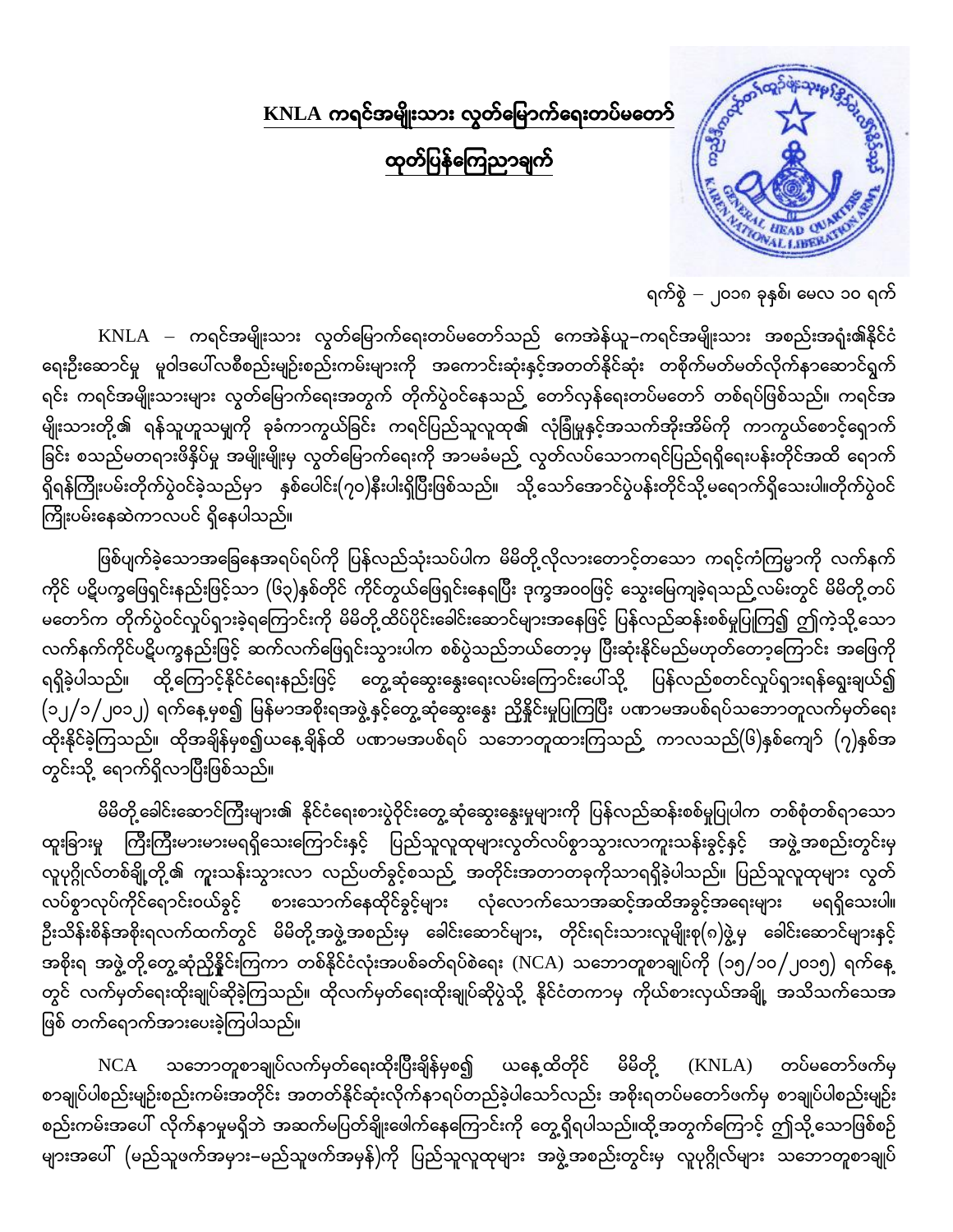**KNLA ကရင်အမျိုးသား လွတ်မြောက်ရေးတပ်မတော်**

**ထုတ်ပြန်ကြေညာချက်**

ရက်စွဲ – ၂၀၁၈ ခုနှစ်၊ မေလ ၁၀ ရက်

KNLA – ကရင်အမျိုးသား လွတ်မြောက်ရေးတပ်မတော်သည် ကေအဲန်ယူ–ကရင်အမျိုးသား အစည်းအရုံး၏နိုင်ငံရေးဦးဆောင်မှု မူဝါဒပေါ်လစီစည်းမျဉ်းစည်းကမ်းများကို အကောင်းဆုံးနှင့်အတတ်နိုင်ဆုံး တစိုက်မတ်မတ်လိုက်နာဆောင်ရွက်ရင်း ကရင်အမျိုးသားများ လွတ်မြောက်ရေးအတွက် တိုက်ပွဲဝင်နေသည့် တော်လှန်ရေးတပ်မတော် တစ်ရပ်ဖြစ်သည်။ ကရင်အမျိုးသားတို့၏ ရန်သူဟူသမျှကို ခုခံကာကွယ်ခြင်း ကရင်ပြည်သူလူထု၏ လုံခြုံမှုနှင့်အသက်အိုးအိမ်ကို ကာကွယ်စောင့်ရှောက်ခြင်း စသည်မတရားဖိနှိပ်မှု အမျိုးမျိုးမှ လွတ်မြောက်ရေးကို အာမခံမည့် လွတ်လပ်သောကရင်ပြည်ရရှိရေးပန်းတိုင်အထိ ရောက်ရှိရန်ကြိုးပမ်းတိုက်ပွဲဝင်ခဲ့သည်မှာ နှစ်ပေါင်း(၇၀)နီးပါးရှိပြီးဖြစ်သည်။ သို့သော်အောင်ပွဲပန်းတိုင်သို့မရောက်ရှိသေးပါ။တိုက်ပွဲဝင်ကြိုးပမ်းနေဆဲကာလပင် ရှိနေပါသည်။

ဖြစ်ပျက်ခဲ့သောအခြေနေအရပ်ရပ်ကို ပြန်လည်သုံးသပ်ပါက မိမိတို့လိုလားတောင့်တသော ကရင့်ကံကြမ္မာကို လက်နက်ကိုင် ပဋိပက္ခဖြေရှင်းနည်းဖြင့်သာ (၆၃)နှစ်တိုင် ကိုင်တွယ်ဖြေရှင်းနေရပြီး ဒုက္ခအဝဝဖြင့် သွေးမြေကျခဲ့ရသည့်လမ်းတွင် မိမိတို့တပ်မတော်က တိုက်ပွဲဝင်လှုပ်ရှားခဲ့ရကြောင်းကို မိမိတို့ထိပ်ပိုင်းခေါင်းဆောင်များအနေဖြင့် ပြန်လည်ဆန်းစစ်မှုပြုကြ၍ ဤကဲ့သို့သော လက်နက်ကိုင်ပဋိပက္ခနည်းဖြင့် ဆက်လက်ဖြေရှင်းသွားပါက စစ်ပွဲသည်ဘယ်တော့မှ ပြီးဆုံးနိုင်မည်မဟုတ်တော့ကြောင်း အဖြေကိုရရှိခဲ့ပါသည်။ ထို့ကြောင့်နိုင်ငံရေးနည်းဖြင့် တွေ့ဆုံဆွေးနွေးရေးလမ်းကြောင်းပေါ်သို့ ပြန်လည်စတင်လှုပ်ရှားရန်ရွေးချယ်၍ (၁၂/၁/၂၀၁၂) ရက်နေ့မှစ၍ မြန်မာအစိုးရအဖွဲ့နှင့်တွေ့ဆုံဆွေးနွေး ညှိနှိုင်းမှုပြုကြပြီး ပဏာမအပစ်ရပ်သဘောတူလက်မှတ်ရေးထိုးနိုင်ခဲ့ကြသည်။ ထိုအချိန်မှစ၍ယနေ့ချိန်ထိ ပဏာမအပစ်ရပ် သဘောတူထားကြသည့် ကာလသည်(၆)နှစ်ကျော် (၇)နှစ်အတွင်းသို့ ရောက်ရှိလာပြီးဖြစ်သည်။

မိမိတို့ခေါင်းဆောင်ကြီးများ၏ နိုင်ငံရေးစားပွဲဝိုင်းတွေ့ဆုံဆွေးနွေးမှုများကို ပြန်လည်ဆန်းစစ်မှုပြုပါက တစ်စုံတစ်ရာသော ထူးခြားမှု ကြီးကြီးမားမားမရှိသေးကြောင်းနှင့် ပြည်သူလူထုများလွတ်လပ်စွာသွားလာကူးသန်းခွင့်နှင့် အဖွဲ့အစည်းတွင်းမှ လူပုဂ္ဂိုလ်တစ်ချို့တို့၏ ကူးသန်းသွားလာ လည်ပတ်ခွင့်စသည့် အတိုင်းအတာတခုကိုသာရရှိခဲ့ပါသည်။ ပြည်သူလူထုများ လွတ်လပ်စွာလုပ်ကိုင်ရောင်းဝယ်ခွင့် စားသောက်နေထိုင်ခွင့်များ လုံလောက်သောအဆင့်အထိအခွင့်အရေးများ မရရှိသေးပါ။ ဦးသိန်းစိန်အစိုးရလက်ထက်တွင် မိမိတို့အဖွဲ့အစည်းမှ ခေါင်းဆောင်များ၊ တိုင်းရင်းသားလူမျိုးစု(၈)ဖွဲ့မှ ခေါင်းဆောင်များနှင့် အစိုးရ အဖွဲ့တို့တွေ့ဆုံညှိနှိုင်းကြကာ တစ်နိုင်ငံလုံးအပစ်ခတ်ရပ်စဲရေး (NCA) သဘောတူစာချုပ်ကို (၁၅/၁၀/၂၀၁၅) ရက်နေ့တွင် လက်မှတ်ရေးထိုးချုပ်ဆိုခဲ့ကြသည်။ ထိုလက်မှတ်ရေးထိုးချုပ်ဆိုပွဲသို့ နိုင်ငံတကာမှ ကိုယ်စားလှယ်အချို့ အသိသက်သေအဖြစ် တက်ရောက်အားပေးခဲ့ကြပါသည်။

NCA သဘောတူစာချုပ်လက်မှတ်ရေးထိုးပြီးချိန်မှစ၍ ယနေ့ထိတိုင် မိမိတို့ (KNLA) တပ်မတော်ဖက်မှ စာချုပ်ပါစည်းမျဉ်းစည်းကမ်းအတိုင်း အတတ်နိုင်ဆုံးလိုက်နာရပ်တည်ခဲ့ပါသော်လည်း အစိုးရတပ်မတော်ဖက်မှ စာချုပ်ပါစည်းမျဉ်းစည်းကမ်းအပေါ် လိုက်နာမှုမရှိဘဲ အဆက်မပြတ်ချိုးဖေါက်နေကြောင်းကို တွေ့ရှိရပါသည်။ထို့အတွက်ကြောင့် ဤသို့သောဖြစ်စဉ်များအပေါ် (မည်သူဖက်အမှား–မည်သူဖက်အမှန်)ကို ပြည်သူလူထုများ အဖွဲ့အစည်းတွင်းမှ လူပုဂ္ဂိုလ်များ သဘောတူစာချုပ်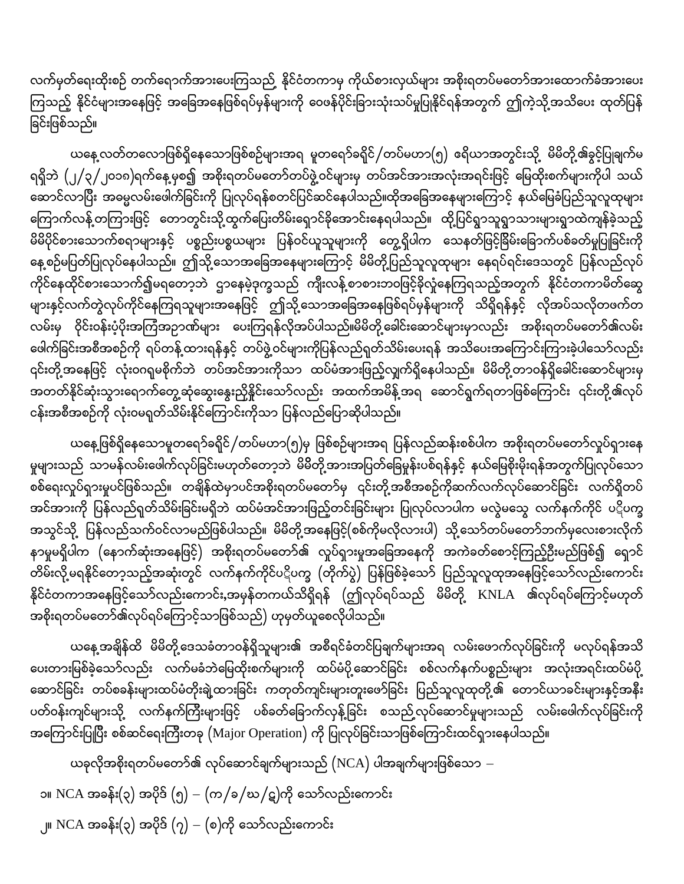လက်မှတ်ရေးထိုးစဉ် တက်ရောက်အားပေးကြသည့် နိုင်ငံတကာမှ ကိုယ်စားလှယ်များ အစိုးရတပ်မတော်အားထောက်ခံအားပေးကြသည့် နိုင်ငံများအနေဖြင့် အခြေအနေဖြစ်ရပ်မှန်များကို ဝေဖန်ပိုင်းခြားသုံးသပ်မှုပြုနိုင်ရန်အတွက် ဤကဲ့သို့အသိပေး ထုတ်ပြန်ခြင်းဖြစ်သည်။

ယနေ့လတ်တလောဖြစ်ရှိနေသောဖြစ်စဉ်များအရ မူတရော်ခရိုင်/တပ်မဟာ(၅) ဧရိယာအတွင်းသို့ မိမိတို့၏ခွင့်ပြုချက်မရရှိဘဲ (၂/၃/၂၀၁၈)ရက်နေ့မှစ၍ အစိုးရတပ်မတော်တပ်ဖွဲ့ဝင်များမှ တပ်အင်အားအလုံးအရင်းဖြင့် မြေထိုးစက်များကိုပါ သယ်ဆောင်လာပြီး အဓမ္မလမ်းဖေါက်ခြင်းကို ပြုလုပ်ရန်စတင်ပြင်ဆင်နေပါသည်။ထိုအခြေအနေများကြောင့် နယ်မြေခံပြည်သူလူထုများကြောက်လန့်တကြားဖြင့် တောတွင်းသို့ထွက်ပြေးတိမ်းရှောင်ခိုအောင်းနေရပါသည်။ ထို့ပြင်ရွာသူရွာသားများရွာထဲကျန်ခဲ့သည့် မိမိပိုင်စားသောက်စရာများနှင့် ပစ္စည်းပစ္စယများ ပြန်ဝင်ယူသူများကို တွေ့ရှိပါက သေနတ်ဖြင့်ခြိမ်းခြောက်ပစ်ခတ်မှုပြုခြင်းကို နေ့စဉ်မပြတ်ပြုလုပ်နေပါသည်။ ဤသို့သောအခြေအနေများကြောင့် မိမိတို့ပြည်သူလူထုများ နေရပ်ရင်းဒေသတွင် ပြန်လည်လုပ်ကိုင်နေထိုင်စားသောက်၍မရတော့ဘဲ ဌာနေမဲ့ဒုက္ခသည် ကျီးလန့်စာစားဘဝဖြင့်ခိုလှုံနေကြရသည့်အတွက် နိုင်ငံတကာမိတ်ဆွေများနှင့်လက်တွဲလုပ်ကိုင်နေကြရသူများအနေဖြင့် ဤသို့သောအခြေအနေဖြစ်ရပ်မှန်များကို သိရှိရန်နှင့် လိုအပ်သလိုတဖက်တလမ်းမှ ဝိုင်းဝန်းပံ့ပိုးအကြံအဥာဏ်များ ပေးကြရန်လိုအပ်ပါသည်။မိမိတို့ခေါင်းဆောင်များမှာလည်း အစိုးရတပ်မတော်၏လမ်းဖေါက်ခြင်းအစီအစဉ်ကို ရပ်တန့်ထားရန်နှင့် တပ်ဖွဲ့ဝင်များကိုပြန်လည်ရုတ်သိမ်းပေးရန် အသိပေးအကြောင်းကြားခဲ့ပါသော်လည်း ၎င်းတို့အနေဖြင့် လုံးဝဂရုမစိုက်ဘဲ တပ်အင်အားကိုသာ ထပ်မံအားဖြည့်လျှက်ရှိနေပါသည်။ မိမိတို့တာဝန်ရှိခေါင်းဆောင်များမှ အတတ်နိုင်ဆုံးသွားရောက်တွေ့ဆုံဆွေးနွေးညှိနှိုင်းသော်လည်း အထက်အမိန့်အရ ဆောင်ရွက်ရတာဖြစ်ကြောင်း ၎င်းတို့၏လုပ်ငန်းအစီအစဉ်ကို လုံးဝမရုတ်သိမ်းနိုင်ကြောင်းကိုသာ ပြန်လည်ပြောဆိုပါသည်။

ယနေ့ဖြစ်ရှိနေသောမူတရော်ခရိုင်/တပ်မဟာ(၅)မှ ဖြစ်စဉ်များအရ ပြန်လည်ဆန်းစစ်ပါက အစိုးရတပ်မတော်လှုပ်ရှားနေမှုများသည် သာမန်လမ်းဖေါက်လုပ်ခြင်းမဟုတ်တော့ဘဲ မိမိတို့အားအပြတ်ခြေမှုန်းပစ်ရန်နှင့် နယ်မြေစိုးမိုးရန်အတွက်ပြုလုပ်သောစစ်ရေးလှုပ်ရှားမှုပင်ဖြစ်သည်။ တချိန်ထဲမှာပင်အစိုးရတပ်မတော်မှ ၎င်းတို့အစီအစဉ်ကိုဆက်လက်လုပ်ဆောင်ခြင်း လက်ရှိတပ်အင်အားကို ပြန်လည်ရုတ်သိမ်းခြင်းမရှိဘဲ ထပ်မံအင်အားဖြည့်တင်းခြင်းများ ပြုလုပ်လာပါက မလွဲမသွေ လက်နက်ကိုင် ပဋိပက္ခအသွင်သို့ ပြန်လည်သက်ဝင်လာမည်ဖြစ်ပါသည်။ မိမိတို့အနေဖြင့်(စစ်ကိုမလိုလားပါ) သို့သော်တပ်မတော်ဘက်မှလေးစားလိုက်နာမှုမရှိပါက (နောက်ဆုံးအနေဖြင့်) အစိုးရတပ်မတော်၏ လှုပ်ရှားမှုအခြေအနေကို အကဲခတ်စောင့်ကြည့်ဦးမည်ဖြစ်၍ ရှောင်တိမ်းလို့မရနိုင်တော့သည့်အဆုံးတွင် လက်နက်ကိုင်ပဋိပက္ခ (တိုက်ပွဲ) ပြန်ဖြစ်ခဲ့သော် ပြည်သူလူထုအနေဖြင့်သော်လည်းကောင်း နိုင်ငံတကာအနေဖြင့်သော်လည်းကောင်း,အမှန်တကယ်သိရှိရန် (ဤလုပ်ရပ်သည် မိမိတို့ KNLA ၏လုပ်ရပ်ကြောင့်မဟုတ် အစိုးရတပ်မတော်၏လုပ်ရပ်ကြောင့်သာဖြစ်သည်) ဟုမှတ်ယူစေလိုပါသည်။

ယနေ့အချိန်ထိ မိမိတို့ဒေသခံတာဝန်ရှိသူများ၏ အစီရင်ခံတင်ပြချက်များအရ လမ်းဖောက်လုပ်ခြင်းကို မလုပ်ရန်အသိပေးတားမြစ်ခဲ့သော်လည်း လက်မခံဘဲမြေထိုးစက်များကို ထပ်မံပို့ဆောင်ခြင်း စစ်လက်နက်ပစ္စည်းများ အလုံးအရင်းထပ်မံပို့ဆောင်ခြင်း တပ်စခန်းများထပ်မံတိုးချဲ့ထားခြင်း ကတုတ်ကျင်းများတူးဖော်ခြင်း ပြည်သူလူထုတို့၏ တောင်ယာခင်းများနှင့်အနီးပတ်ဝန်းကျင်များသို့ လက်နက်ကြီးများဖြင့် ပစ်ခတ်ခြောက်လှန့်ခြင်း စသည့်လုပ်ဆောင်မှုများသည် လမ်းဖေါက်လုပ်ခြင်းကိုအကြောင်းပြုပြီး စစ်ဆင်ရေးကြီးတခု (Major Operation) ကို ပြုလုပ်ခြင်းသာဖြစ်ကြောင်းထင်ရှားနေပါသည်။

ယခုလိုအစိုးရတပ်မတော်၏ လုပ်ဆောင်ချက်များသည် (NCA) ပါအချက်များဖြစ်သော –

၁။ NCA အခန်း(၃) အပိုဒ် (၅) – (က/ခ/ဃ/ဋ)ကို သော်လည်းကောင်း

၂။ NCA အခန်း(၃) အပိုဒ် (၇) – (စ)ကို သော်လည်းကောင်း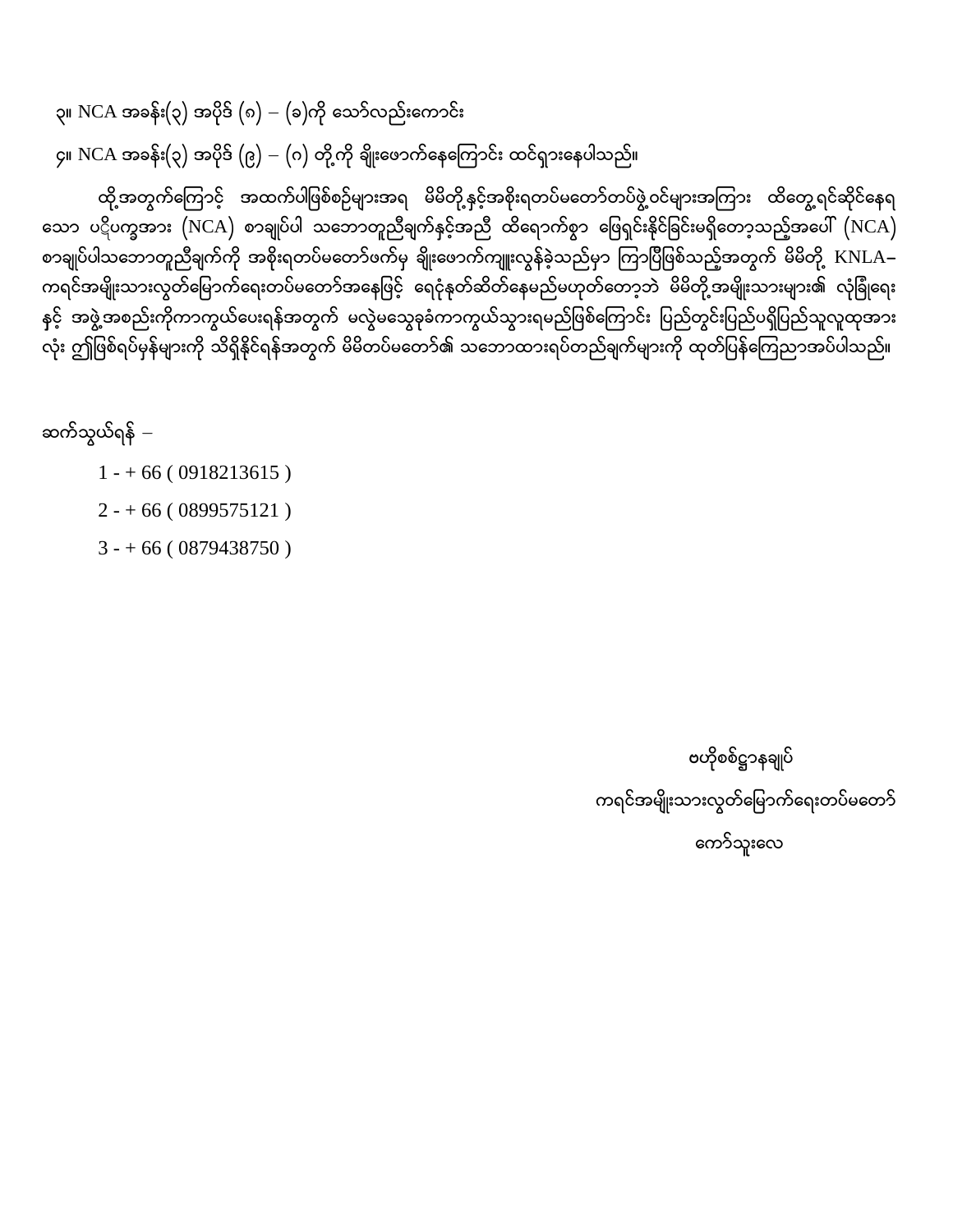၃။ NCA အခန်း(၃) အပိုဒ် (၈) – (ခ)ကို သော်လည်းကောင်း

၄။ NCA အခန်း(၃) အပိုဒ် (၉) – (ဂ) တို့ကို ချိုးဖောက်နေကြောင်း ထင်ရှားနေပါသည်။

ထို့အတွက်ကြောင့် အထက်ပါဖြစ်စဉ်များအရ မိမိတို့နှင့်အစိုးရတပ်မတော်တပ်ဖွဲ့ဝင်များအကြား ထိတွေ့ရင်ဆိုင်နေရသော ပဋိပက္ခအား (NCA) စာချုပ်ပါ သဘောတူညီချက်နှင့်အညီ ထိရောက်စွာ ဖြေရှင်းနိုင်ခြင်းမရှိတော့သည့်အပေါ် (NCA) စာချုပ်ပါသဘောတူညီချက်ကို အစိုးရတပ်မတော်ဖက်မှ ချိုးဖောက်ကျူးလွန်ခဲ့သည်မှာ ကြာပြီဖြစ်သည့်အတွက် မိမိတို့ KNLA– ကရင်အမျိုးသားလွတ်မြောက်ရေးတပ်မတော်အနေဖြင့် ရေငုံနုတ်ဆိတ်နေမည်မဟုတ်တော့ဘဲ မိမိတို့အမျိုးသားများ၏ လုံခြုံရေးနှင့် အဖွဲ့အစည်းကိုကာကွယ်ပေးရန်အတွက် မလွဲမသွေခုခံကာကွယ်သွားရမည်ဖြစ်ကြောင်း ပြည်တွင်းပြည်ပရှိပြည်သူလူထုအားလုံး ဤဖြစ်ရပ်မှန်များကို သိရှိနိုင်ရန်အတွက် မိမိတပ်မတော်၏ သဘောထားရပ်တည်ချက်များကို ထုတ်ပြန်ကြေညာအပ်ပါသည်။

ဆက်သွယ်ရန် –

1 - + 66 ( 0918213615 )

2 - + 66 ( 0899575121 )

3 - + 66 ( 0879438750 )

ဗဟိုစစ်ဌာနချုပ်

ကရင်အမျိုးသားလွတ်မြောက်ရေးတပ်မတော်

ကော်သူးလေ